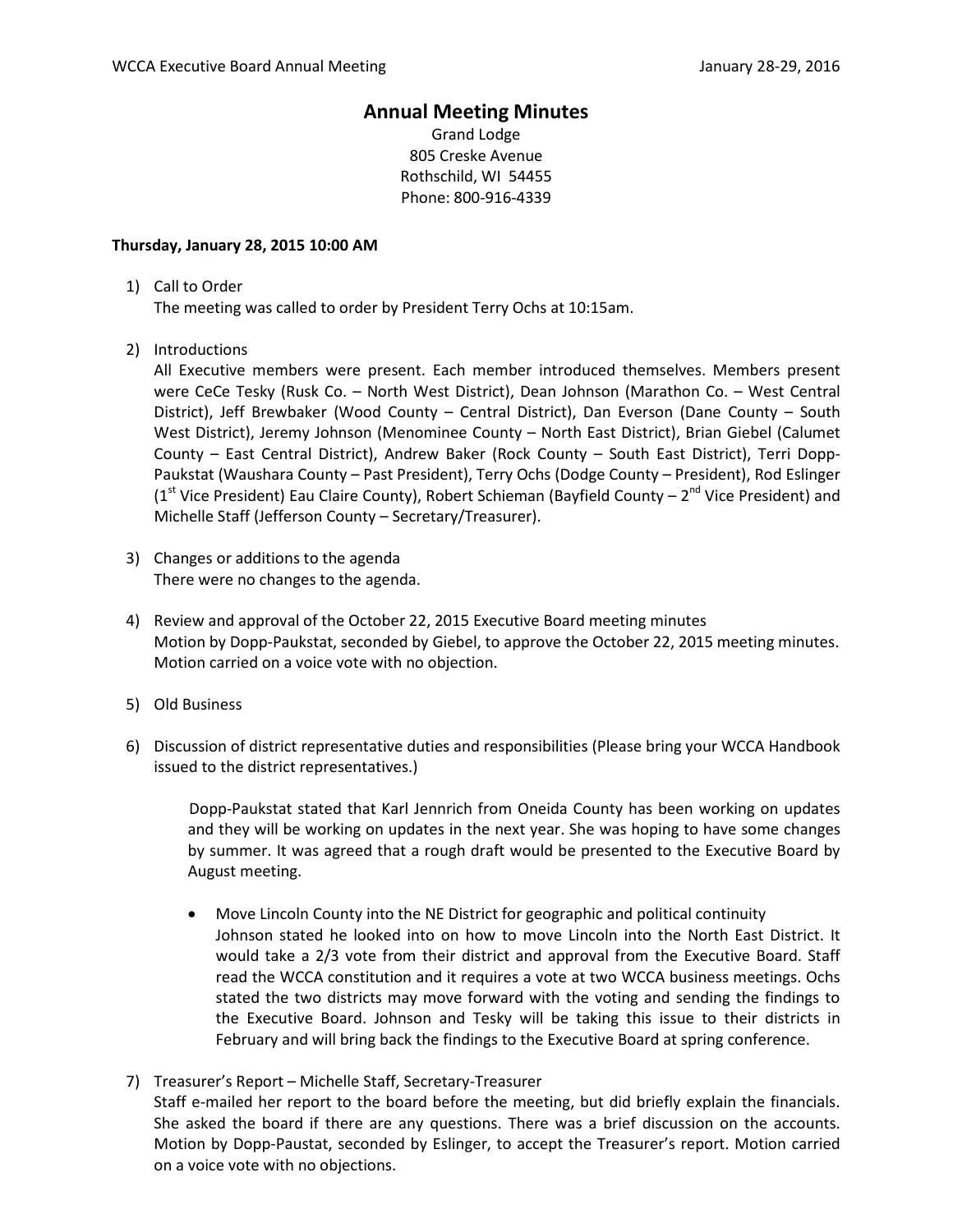# Annual Meeting Minutes

Grand Lodge
805 Creske Avenue
Rothschild, WI 54455
Phone: 800-916-4339

**Thursday, January 28, 2015 10:00 AM**

1) Call to Order
   The meeting was called to order by President Terry Ochs at 10:15am.

2) Introductions
   All Executive members were present. Each member introduced themselves. Members present were CeCe Tesky (Rusk Co. – North West District), Dean Johnson (Marathon Co. – West Central District), Jeff Brewbaker (Wood County – Central District), Dan Everson (Dane County – South West District), Jeremy Johnson (Menominee County – North East District), Brian Giebel (Calumet County – East Central District), Andrew Baker (Rock County – South East District), Terri Dopp-Paukstat (Waushara County – Past President), Terry Ochs (Dodge County – President), Rod Eslinger (1st Vice President) Eau Claire County), Robert Schieman (Bayfield County – 2nd Vice President) and Michelle Staff (Jefferson County – Secretary/Treasurer).

3) Changes or additions to the agenda
   There were no changes to the agenda.

4) Review and approval of the October 22, 2015 Executive Board meeting minutes
   Motion by Dopp-Paukstat, seconded by Giebel, to approve the October 22, 2015 meeting minutes. Motion carried on a voice vote with no objection.

5) Old Business

6) Discussion of district representative duties and responsibilities (Please bring your WCCA Handbook issued to the district representatives.)

   Dopp-Paukstat stated that Karl Jennrich from Oneida County has been working on updates and they will be working on updates in the next year. She was hoping to have some changes by summer. It was agreed that a rough draft would be presented to the Executive Board by August meeting.

   - Move Lincoln County into the NE District for geographic and political continuity
     Johnson stated he looked into on how to move Lincoln into the North East District. It would take a 2/3 vote from their district and approval from the Executive Board. Staff read the WCCA constitution and it requires a vote at two WCCA business meetings. Ochs stated the two districts may move forward with the voting and sending the findings to the Executive Board. Johnson and Tesky will be taking this issue to their districts in February and will bring back the findings to the Executive Board at spring conference.

7) Treasurer's Report – Michelle Staff, Secretary-Treasurer
   Staff e-mailed her report to the board before the meeting, but did briefly explain the financials. She asked the board if there are any questions. There was a brief discussion on the accounts. Motion by Dopp-Paustat, seconded by Eslinger, to accept the Treasurer's report. Motion carried on a voice vote with no objections.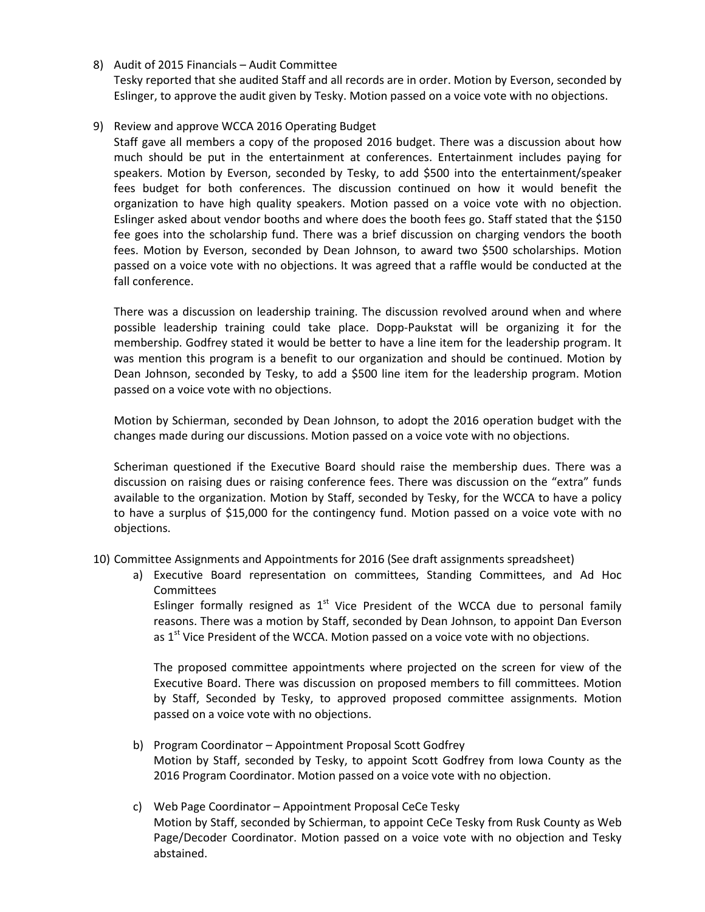8) Audit of 2015 Financials – Audit Committee

   Tesky reported that she audited Staff and all records are in order. Motion by Everson, seconded by Eslinger, to approve the audit given by Tesky. Motion passed on a voice vote with no objections.

9) Review and approve WCCA 2016 Operating Budget

   Staff gave all members a copy of the proposed 2016 budget. There was a discussion about how much should be put in the entertainment at conferences. Entertainment includes paying for speakers. Motion by Everson, seconded by Tesky, to add $500 into the entertainment/speaker fees budget for both conferences. The discussion continued on how it would benefit the organization to have high quality speakers. Motion passed on a voice vote with no objection. Eslinger asked about vendor booths and where does the booth fees go. Staff stated that the $150 fee goes into the scholarship fund. There was a brief discussion on charging vendors the booth fees. Motion by Everson, seconded by Dean Johnson, to award two $500 scholarships. Motion passed on a voice vote with no objections. It was agreed that a raffle would be conducted at the fall conference.

   There was a discussion on leadership training. The discussion revolved around when and where possible leadership training could take place. Dopp-Paukstat will be organizing it for the membership. Godfrey stated it would be better to have a line item for the leadership program. It was mention this program is a benefit to our organization and should be continued. Motion by Dean Johnson, seconded by Tesky, to add a $500 line item for the leadership program. Motion passed on a voice vote with no objections.

   Motion by Schierman, seconded by Dean Johnson, to adopt the 2016 operation budget with the changes made during our discussions. Motion passed on a voice vote with no objections.

   Scheriman questioned if the Executive Board should raise the membership dues. There was a discussion on raising dues or raising conference fees. There was discussion on the "extra" funds available to the organization. Motion by Staff, seconded by Tesky, for the WCCA to have a policy to have a surplus of $15,000 for the contingency fund. Motion passed on a voice vote with no objections.

10) Committee Assignments and Appointments for 2016 (See draft assignments spreadsheet)

    a) Executive Board representation on committees, Standing Committees, and Ad Hoc Committees

       Eslinger formally resigned as 1st Vice President of the WCCA due to personal family reasons. There was a motion by Staff, seconded by Dean Johnson, to appoint Dan Everson as 1st Vice President of the WCCA. Motion passed on a voice vote with no objections.

       The proposed committee appointments where projected on the screen for view of the Executive Board. There was discussion on proposed members to fill committees. Motion by Staff, Seconded by Tesky, to approved proposed committee assignments. Motion passed on a voice vote with no objections.

    b) Program Coordinator – Appointment Proposal Scott Godfrey

       Motion by Staff, seconded by Tesky, to appoint Scott Godfrey from Iowa County as the 2016 Program Coordinator. Motion passed on a voice vote with no objection.

    c) Web Page Coordinator – Appointment Proposal CeCe Tesky

       Motion by Staff, seconded by Schierman, to appoint CeCe Tesky from Rusk County as Web Page/Decoder Coordinator. Motion passed on a voice vote with no objection and Tesky abstained.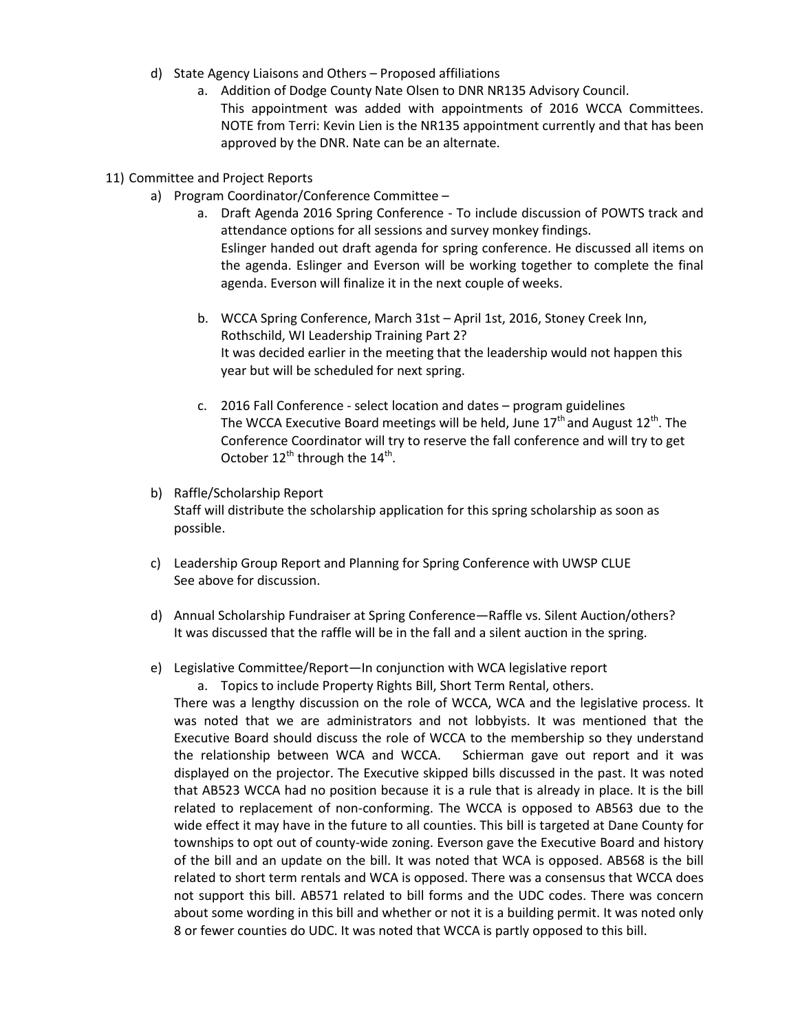d) State Agency Liaisons and Others – Proposed affiliations
   a. Addition of Dodge County Nate Olsen to DNR NR135 Advisory Council.
      This appointment was added with appointments of 2016 WCCA Committees. NOTE from Terri: Kevin Lien is the NR135 appointment currently and that has been approved by the DNR. Nate can be an alternate.

11) Committee and Project Reports
   a) Program Coordinator/Conference Committee –
      a. Draft Agenda 2016 Spring Conference - To include discussion of POWTS track and attendance options for all sessions and survey monkey findings.
         Eslinger handed out draft agenda for spring conference. He discussed all items on the agenda. Eslinger and Everson will be working together to complete the final agenda. Everson will finalize it in the next couple of weeks.

      b. WCCA Spring Conference, March 31st – April 1st, 2016, Stoney Creek Inn, Rothschild, WI Leadership Training Part 2?
         It was decided earlier in the meeting that the leadership would not happen this year but will be scheduled for next spring.

      c. 2016 Fall Conference - select location and dates – program guidelines
         The WCCA Executive Board meetings will be held, June 17th and August 12th. The Conference Coordinator will try to reserve the fall conference and will try to get October 12th through the 14th.

   b) Raffle/Scholarship Report
      Staff will distribute the scholarship application for this spring scholarship as soon as possible.

   c) Leadership Group Report and Planning for Spring Conference with UWSP CLUE
      See above for discussion.

   d) Annual Scholarship Fundraiser at Spring Conference—Raffle vs. Silent Auction/others?
      It was discussed that the raffle will be in the fall and a silent auction in the spring.

   e) Legislative Committee/Report—In conjunction with WCA legislative report
      a. Topics to include Property Rights Bill, Short Term Rental, others.

      There was a lengthy discussion on the role of WCCA, WCA and the legislative process. It was noted that we are administrators and not lobbyists. It was mentioned that the Executive Board should discuss the role of WCCA to the membership so they understand the relationship between WCA and WCCA. Schierman gave out report and it was displayed on the projector. The Executive skipped bills discussed in the past. It was noted that AB523 WCCA had no position because it is a rule that is already in place. It is the bill related to replacement of non-conforming. The WCCA is opposed to AB563 due to the wide effect it may have in the future to all counties. This bill is targeted at Dane County for townships to opt out of county-wide zoning. Everson gave the Executive Board and history of the bill and an update on the bill. It was noted that WCA is opposed. AB568 is the bill related to short term rentals and WCA is opposed. There was a consensus that WCCA does not support this bill. AB571 related to bill forms and the UDC codes. There was concern about some wording in this bill and whether or not it is a building permit. It was noted only 8 or fewer counties do UDC. It was noted that WCCA is partly opposed to this bill.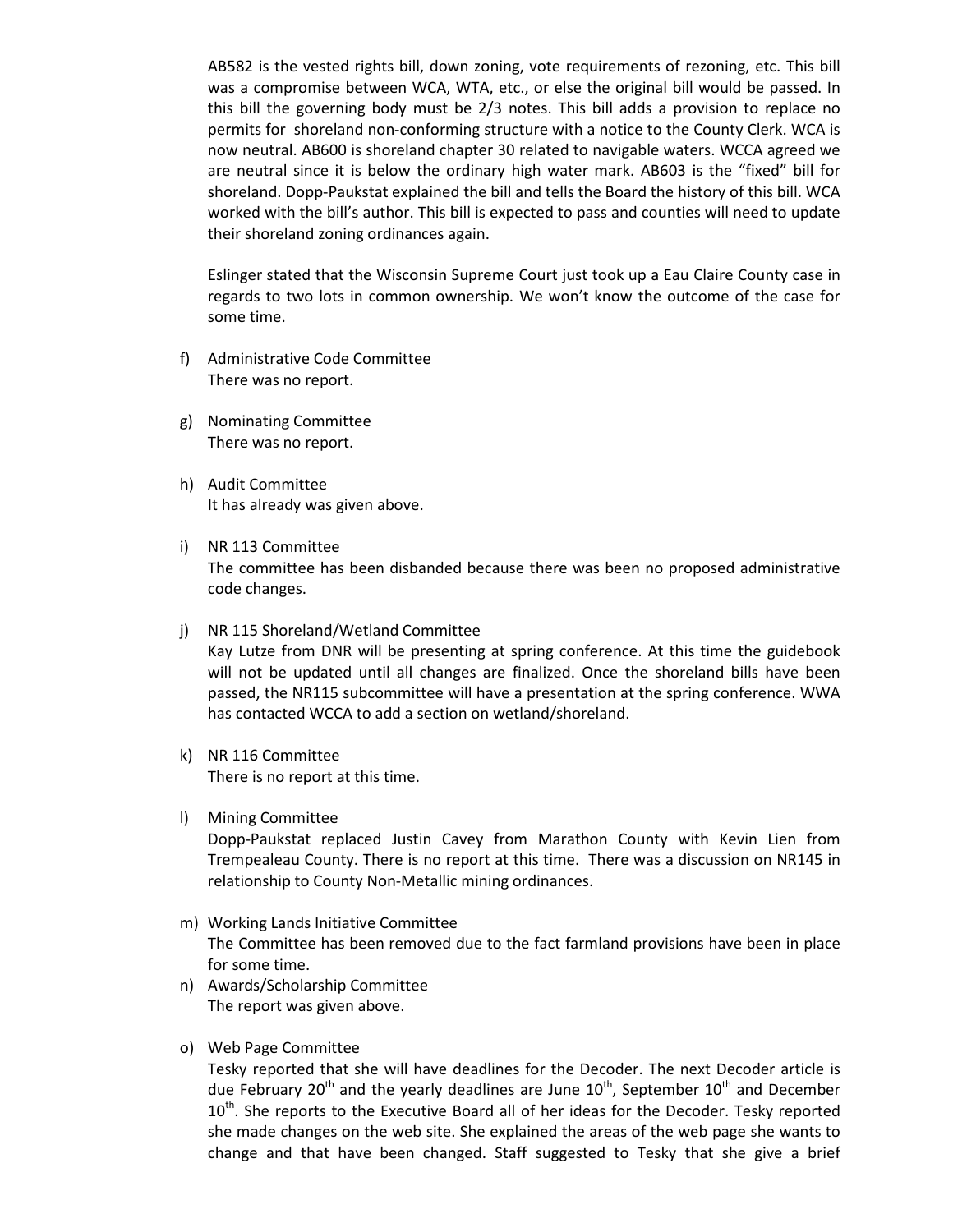AB582 is the vested rights bill, down zoning, vote requirements of rezoning, etc. This bill was a compromise between WCA, WTA, etc., or else the original bill would be passed. In this bill the governing body must be 2/3 notes. This bill adds a provision to replace no permits for shoreland non-conforming structure with a notice to the County Clerk. WCA is now neutral. AB600 is shoreland chapter 30 related to navigable waters. WCCA agreed we are neutral since it is below the ordinary high water mark. AB603 is the "fixed" bill for shoreland. Dopp-Paukstat explained the bill and tells the Board the history of this bill. WCA worked with the bill's author. This bill is expected to pass and counties will need to update their shoreland zoning ordinances again.

Eslinger stated that the Wisconsin Supreme Court just took up a Eau Claire County case in regards to two lots in common ownership. We won't know the outcome of the case for some time.

f) Administrative Code Committee
There was no report.

g) Nominating Committee
There was no report.

h) Audit Committee
It has already was given above.

i) NR 113 Committee
The committee has been disbanded because there was been no proposed administrative code changes.

j) NR 115 Shoreland/Wetland Committee
Kay Lutze from DNR will be presenting at spring conference. At this time the guidebook will not be updated until all changes are finalized. Once the shoreland bills have been passed, the NR115 subcommittee will have a presentation at the spring conference. WWA has contacted WCCA to add a section on wetland/shoreland.

k) NR 116 Committee
There is no report at this time.

l) Mining Committee
Dopp-Paukstat replaced Justin Cavey from Marathon County with Kevin Lien from Trempealeau County. There is no report at this time. There was a discussion on NR145 in relationship to County Non-Metallic mining ordinances.

m) Working Lands Initiative Committee
The Committee has been removed due to the fact farmland provisions have been in place for some time.

n) Awards/Scholarship Committee
The report was given above.

o) Web Page Committee
Tesky reported that she will have deadlines for the Decoder. The next Decoder article is due February 20th and the yearly deadlines are June 10th, September 10th and December 10th. She reports to the Executive Board all of her ideas for the Decoder. Tesky reported she made changes on the web site. She explained the areas of the web page she wants to change and that have been changed. Staff suggested to Tesky that she give a brief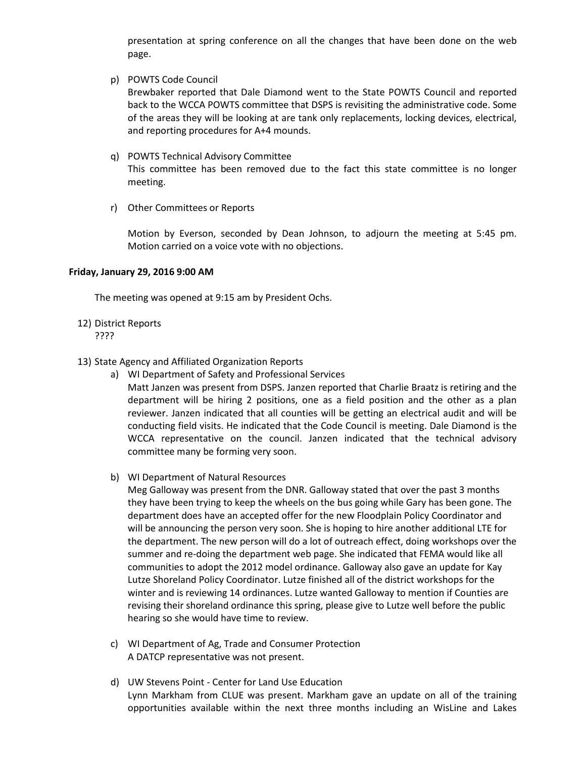presentation at spring conference on all the changes that have been done on the web page.

p) POWTS Code Council
Brewbaker reported that Dale Diamond went to the State POWTS Council and reported back to the WCCA POWTS committee that DSPS is revisiting the administrative code. Some of the areas they will be looking at are tank only replacements, locking devices, electrical, and reporting procedures for A+4 mounds.

q) POWTS Technical Advisory Committee
This committee has been removed due to the fact this state committee is no longer meeting.

r) Other Committees or Reports

Motion by Everson, seconded by Dean Johnson, to adjourn the meeting at 5:45 pm. Motion carried on a voice vote with no objections.

**Friday, January 29, 2016 9:00 AM**

The meeting was opened at 9:15 am by President Ochs.

12) District Reports
????

13) State Agency and Affiliated Organization Reports

a) WI Department of Safety and Professional Services
Matt Janzen was present from DSPS. Janzen reported that Charlie Braatz is retiring and the department will be hiring 2 positions, one as a field position and the other as a plan reviewer. Janzen indicated that all counties will be getting an electrical audit and will be conducting field visits. He indicated that the Code Council is meeting. Dale Diamond is the WCCA representative on the council. Janzen indicated that the technical advisory committee many be forming very soon.

b) WI Department of Natural Resources
Meg Galloway was present from the DNR. Galloway stated that over the past 3 months they have been trying to keep the wheels on the bus going while Gary has been gone. The department does have an accepted offer for the new Floodplain Policy Coordinator and will be announcing the person very soon. She is hoping to hire another additional LTE for the department. The new person will do a lot of outreach effect, doing workshops over the summer and re-doing the department web page. She indicated that FEMA would like all communities to adopt the 2012 model ordinance. Galloway also gave an update for Kay Lutze Shoreland Policy Coordinator. Lutze finished all of the district workshops for the winter and is reviewing 14 ordinances. Lutze wanted Galloway to mention if Counties are revising their shoreland ordinance this spring, please give to Lutze well before the public hearing so she would have time to review.

c) WI Department of Ag, Trade and Consumer Protection
A DATCP representative was not present.

d) UW Stevens Point - Center for Land Use Education
Lynn Markham from CLUE was present. Markham gave an update on all of the training opportunities available within the next three months including an WisLine and Lakes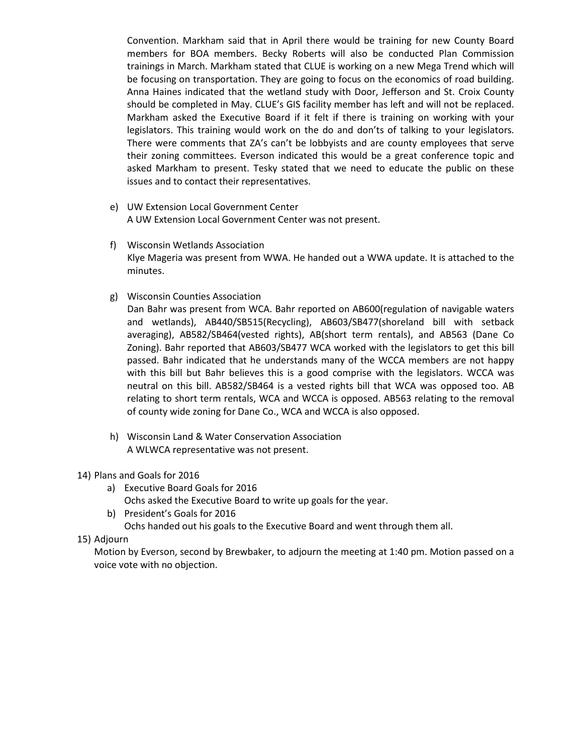Convention. Markham said that in April there would be training for new County Board members for BOA members. Becky Roberts will also be conducted Plan Commission trainings in March. Markham stated that CLUE is working on a new Mega Trend which will be focusing on transportation. They are going to focus on the economics of road building. Anna Haines indicated that the wetland study with Door, Jefferson and St. Croix County should be completed in May. CLUE's GIS facility member has left and will not be replaced. Markham asked the Executive Board if it felt if there is training on working with your legislators. This training would work on the do and don'ts of talking to your legislators. There were comments that ZA's can't be lobbyists and are county employees that serve their zoning committees. Everson indicated this would be a great conference topic and asked Markham to present. Tesky stated that we need to educate the public on these issues and to contact their representatives.

e) UW Extension Local Government Center
   A UW Extension Local Government Center was not present.

f) Wisconsin Wetlands Association
   Klye Mageria was present from WWA. He handed out a WWA update. It is attached to the minutes.

g) Wisconsin Counties Association
   Dan Bahr was present from WCA. Bahr reported on AB600(regulation of navigable waters and wetlands), AB440/SB515(Recycling), AB603/SB477(shoreland bill with setback averaging), AB582/SB464(vested rights), AB(short term rentals), and AB563 (Dane Co Zoning). Bahr reported that AB603/SB477 WCA worked with the legislators to get this bill passed. Bahr indicated that he understands many of the WCCA members are not happy with this bill but Bahr believes this is a good comprise with the legislators. WCCA was neutral on this bill. AB582/SB464 is a vested rights bill that WCA was opposed too. AB relating to short term rentals, WCA and WCCA is opposed. AB563 relating to the removal of county wide zoning for Dane Co., WCA and WCCA is also opposed.

h) Wisconsin Land & Water Conservation Association
   A WLWCA representative was not present.

14) Plans and Goals for 2016
   a) Executive Board Goals for 2016
      Ochs asked the Executive Board to write up goals for the year.
   b) President's Goals for 2016
      Ochs handed out his goals to the Executive Board and went through them all.

15) Adjourn
   Motion by Everson, second by Brewbaker, to adjourn the meeting at 1:40 pm. Motion passed on a voice vote with no objection.